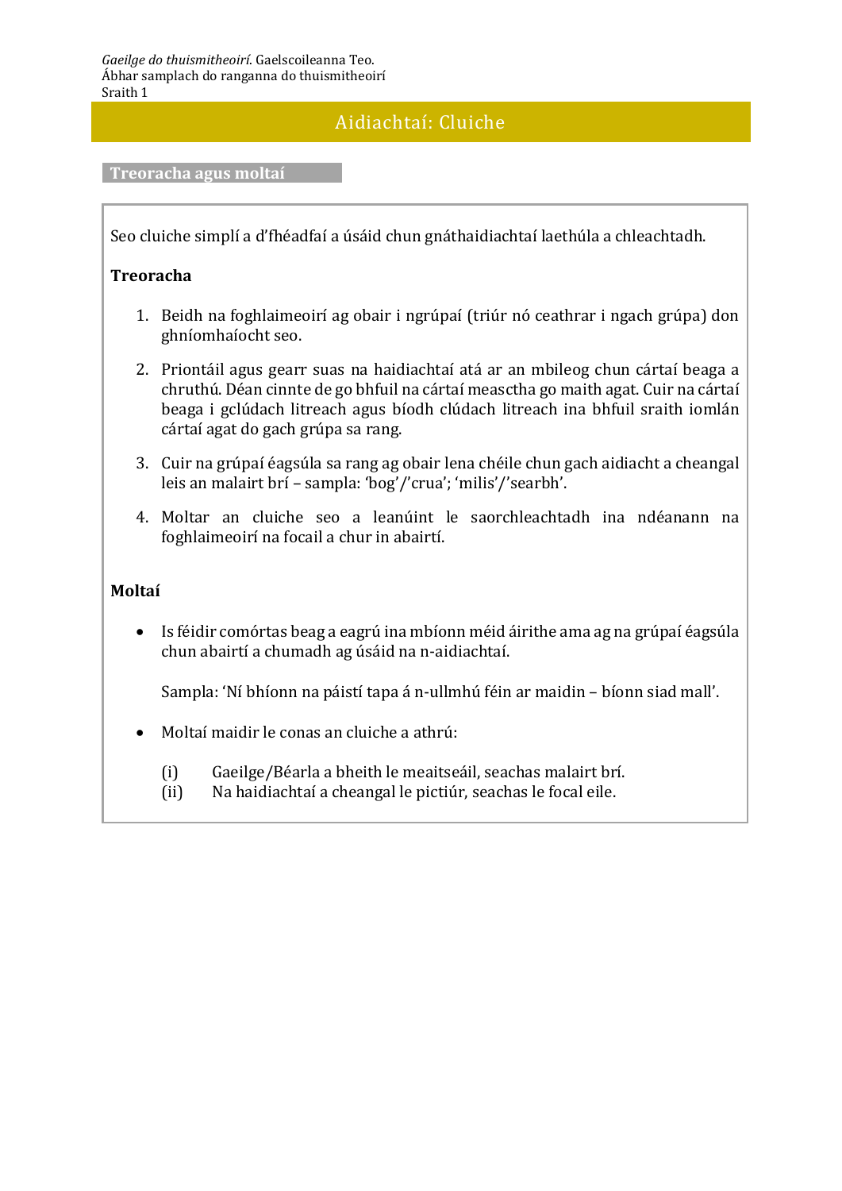# Aidiachtaí: Cluiche

## Treoracha agus moltaí

Seo cluiche simplí a d'fhéadfaí a úsáid chun gnáthaidiachtaí laethúla a chleachtadh.

**Treoracha**

1. Beidh na foghlaimeoirí ag obair i ngrúpaí (triúr nó ceathrar i ngach grúpa) don ghníomhaíocht seo.
2. Priontáil agus gearr suas na haidiachtaí atá ar an mbileog chun cártaí beaga a chruthú. Déan cinnte de go bhfuil na cártaí measctha go maith agat. Cuir na cártaí beaga i gclúdach litreach agus bíodh clúdach litreach ina bhfuil sraith iomlán cártaí agat do gach grúpa sa rang.
3. Cuir na grúpaí éagsúla sa rang ag obair lena chéile chun gach aidiacht a cheangal leis an malairt brí – sampla: 'bog'/'crua'; 'milis'/'searbh'.
4. Moltar an cluiche seo a leanúint le saorchleachtadh ina ndéanann na foghlaimeoirí na focail a chur in abairtí.

**Moltaí**

- Is féidir comórtas beag a eagrú ina mbíonn méid áirithe ama ag na grúpaí éagsúla chun abairtí a chumadh ag úsáid na n-aidiachtaí.

  Sampla: 'Ní bhíonn na páistí tapa á n-ullmhú féin ar maidin – bíonn siad mall'.

- Moltaí maidir le conas an cluiche a athrú:

  (i) Gaeilge/Béarla a bheith le meaitseáil, seachas malairt brí.
  (ii) Na haidiachtaí a cheangal le pictiúr, seachas le focal eile.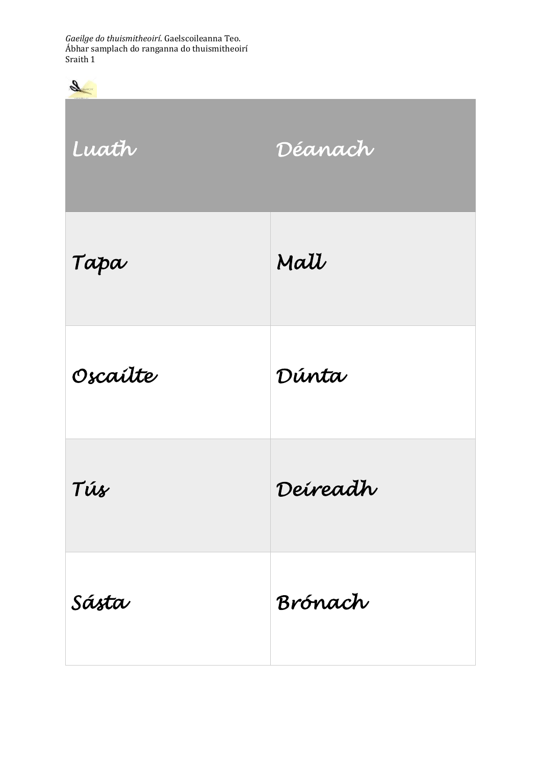| Luath | Déanach |
| --- | --- |
| Tapa | Mall |
| Oscailte | Dúnta |
| Tús | Deireadh |
| Sásta | Brónach |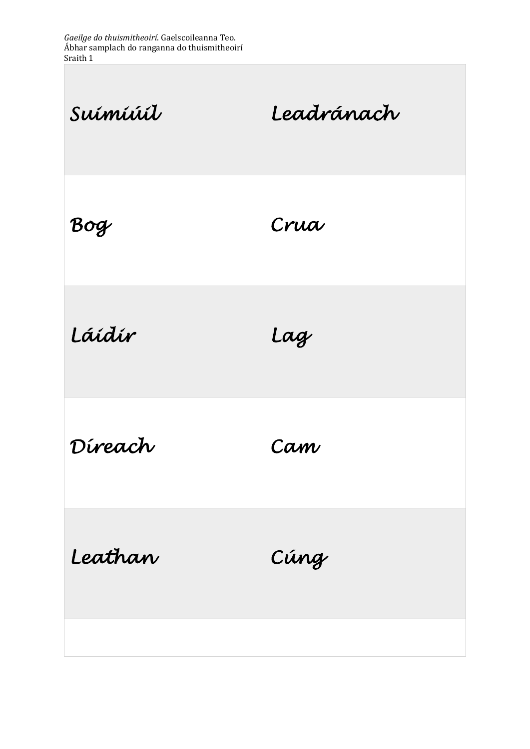| Suimiúil | Leadránach |
| --- | --- |
| Bog | Crua |
| Láidir | Lag |
| Díreach | Cam |
| Leathan | Cúng |
| | |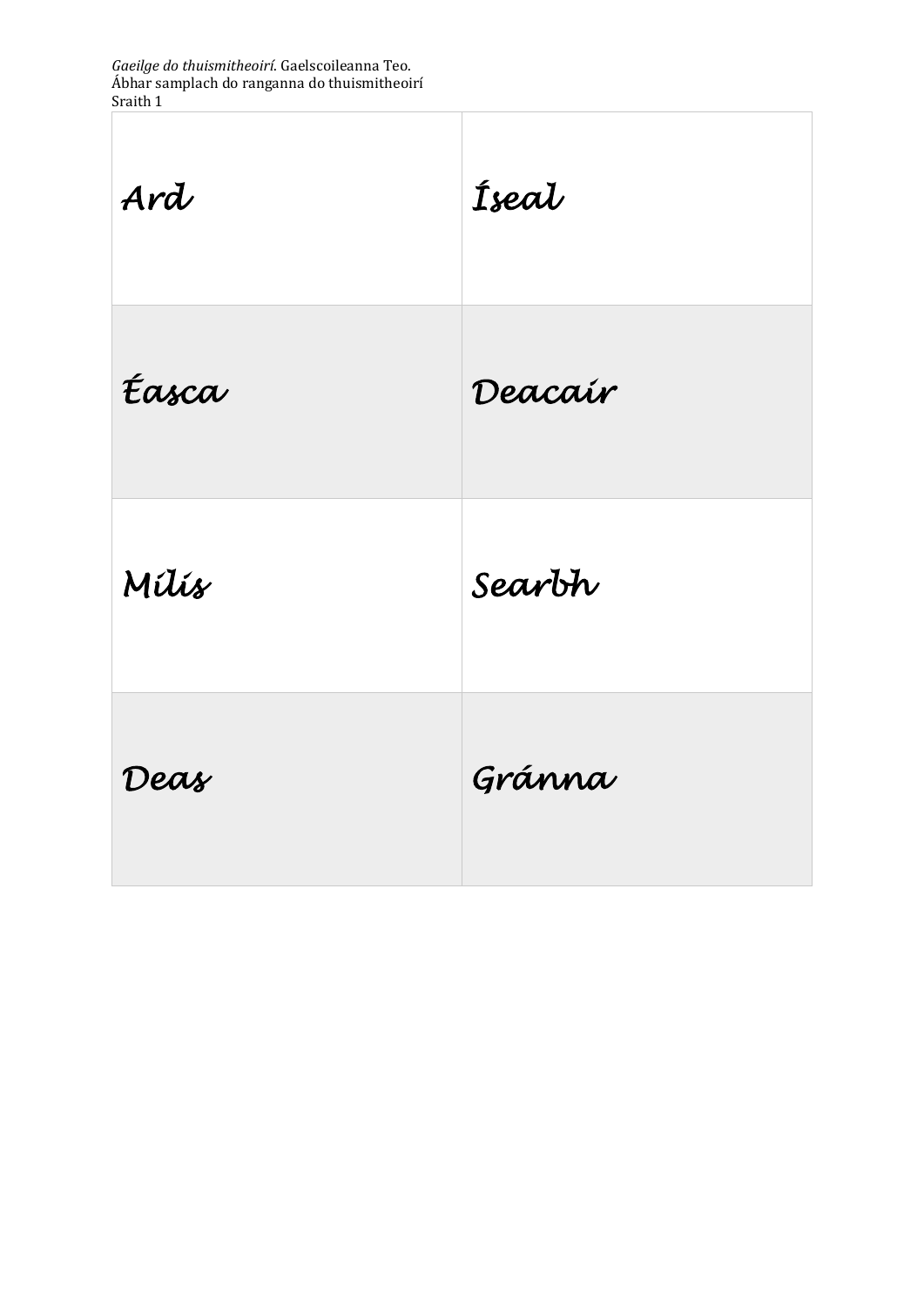*Gaeilge do thuismitheoirí*. Gaelscoileanna Teo.
Ábhar samplach do ranganna do thuismitheoirí
Sraith 1

| | |
|---|---|
| Ard | Íseal |
| Éasca | Deacair |
| Milis | Searbh |
| Deas | Gránna |